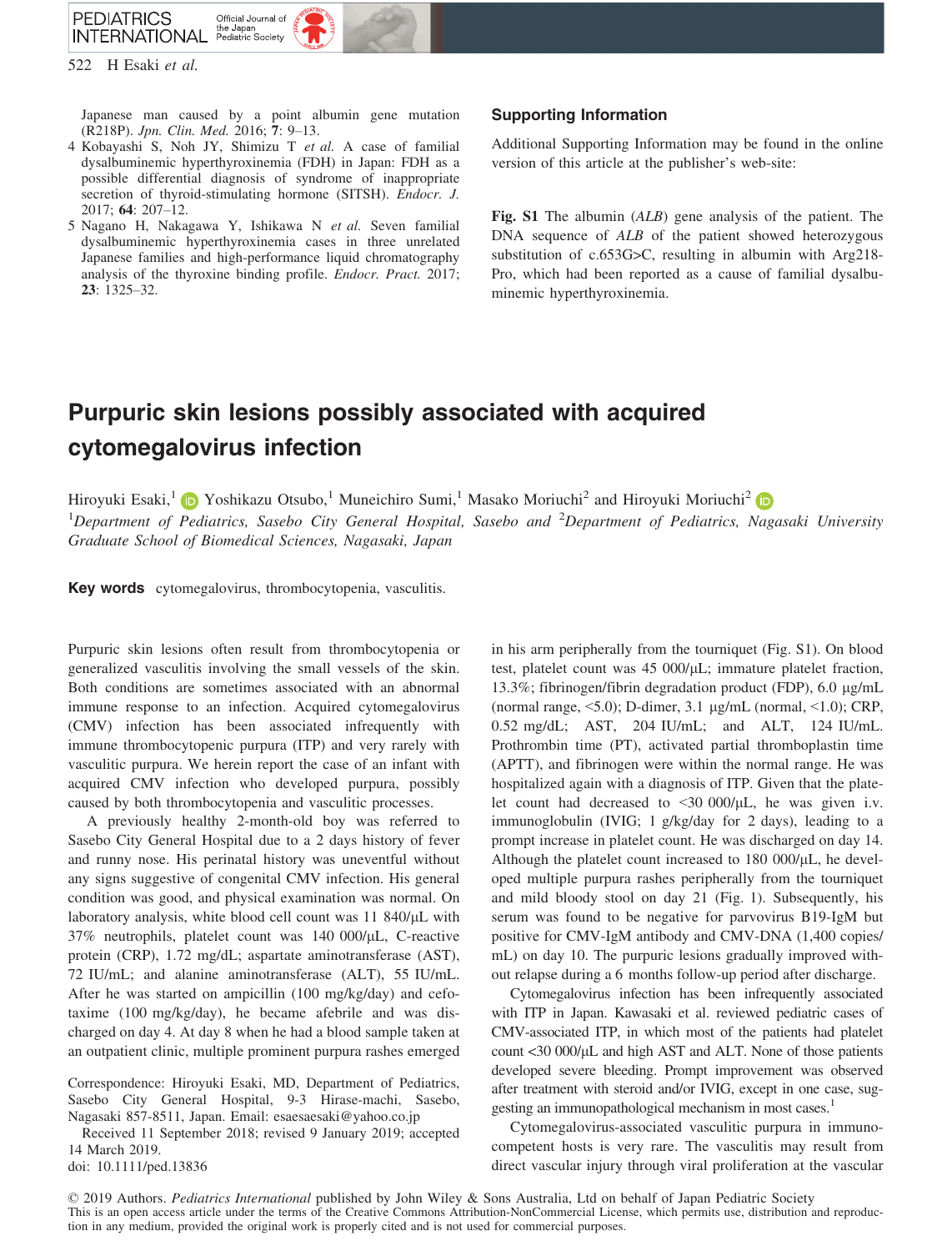Japanese man caused by a point albumin gene mutation (R218P). *Jpn. Clin. Med.* 2016; **7**: 9–13.

4 Kobayashi S, Noh JY, Shimizu T *et al.* A case of familial dysalbuminemic hyperthyroxinemia (FDH) in Japan: FDH as a possible differential diagnosis of syndrome of inappropriate secretion of thyroid-stimulating hormone (SITSH). *Endocr. J.* 2017; **64**: 207–12.

5 Nagano H, Nakagawa Y, Ishikawa N *et al.* Seven familial dysalbuminemic hyperthyroxinemia cases in three unrelated Japanese families and high-performance liquid chromatography analysis of the thyroxine binding profile. *Endocr. Pract.* 2017; **23**: 1325–32.

## Supporting Information

Additional Supporting Information may be found in the online version of this article at the publisher's web-site:

**Fig. S1** The albumin (*ALB*) gene analysis of the patient. The DNA sequence of *ALB* of the patient showed heterozygous substitution of c.653G>C, resulting in albumin with Arg218-Pro, which had been reported as a cause of familial dysalbuminemic hyperthyroxinemia.

# Purpuric skin lesions possibly associated with acquired cytomegalovirus infection

Hiroyuki Esaki,[1] Yoshikazu Otsubo,[1] Muneichiro Sumi,[1] Masako Moriuchi[2] and Hiroyuki Moriuchi[2]

[1]*Department of Pediatrics, Sasebo City General Hospital, Sasebo and* [2]*Department of Pediatrics, Nagasaki University Graduate School of Biomedical Sciences, Nagasaki, Japan*

**Key words** cytomegalovirus, thrombocytopenia, vasculitis.

Purpuric skin lesions often result from thrombocytopenia or generalized vasculitis involving the small vessels of the skin. Both conditions are sometimes associated with an abnormal immune response to an infection. Acquired cytomegalovirus (CMV) infection has been associated infrequently with immune thrombocytopenic purpura (ITP) and very rarely with vasculitic purpura. We herein report the case of an infant with acquired CMV infection who developed purpura, possibly caused by both thrombocytopenia and vasculitic processes.

A previously healthy 2-month-old boy was referred to Sasebo City General Hospital due to a 2 days history of fever and runny nose. His perinatal history was uneventful without any signs suggestive of congenital CMV infection. His general condition was good, and physical examination was normal. On laboratory analysis, white blood cell count was 11 840/μL with 37% neutrophils, platelet count was 140 000/μL, C-reactive protein (CRP), 1.72 mg/dL; aspartate aminotransferase (AST), 72 IU/mL; and alanine aminotransferase (ALT), 55 IU/mL. After he was started on ampicillin (100 mg/kg/day) and cefotaxime (100 mg/kg/day), he became afebrile and was discharged on day 4. At day 8 when he had a blood sample taken at an outpatient clinic, multiple prominent purpura rashes emerged in his arm peripherally from the tourniquet (Fig. S1). On blood test, platelet count was 45 000/μL; immature platelet fraction, 13.3%; fibrinogen/fibrin degradation product (FDP), 6.0 μg/mL (normal range, <5.0); D-dimer, 3.1 μg/mL (normal, <1.0); CRP, 0.52 mg/dL; AST, 204 IU/mL; and ALT, 124 IU/mL. Prothrombin time (PT), activated partial thromboplastin time (APTT), and fibrinogen were within the normal range. He was hospitalized again with a diagnosis of ITP. Given that the platelet count had decreased to <30 000/μL, he was given i.v. immunoglobulin (IVIG; 1 g/kg/day for 2 days), leading to a prompt increase in platelet count. He was discharged on day 14. Although the platelet count increased to 180 000/μL, he developed multiple purpura rashes peripherally from the tourniquet and mild bloody stool on day 21 (Fig. 1). Subsequently, his serum was found to be negative for parvovirus B19-IgM but positive for CMV-IgM antibody and CMV-DNA (1,400 copies/mL) on day 10. The purpuric lesions gradually improved without relapse during a 6 months follow-up period after discharge.

Cytomegalovirus infection has been infrequently associated with ITP in Japan. Kawasaki et al. reviewed pediatric cases of CMV-associated ITP, in which most of the patients had platelet count <30 000/μL and high AST and ALT. None of those patients developed severe bleeding. Prompt improvement was observed after treatment with steroid and/or IVIG, except in one case, suggesting an immunopathological mechanism in most cases.[1]

Cytomegalovirus-associated vasculitic purpura in immunocompetent hosts is very rare. The vasculitis may result from direct vascular injury through viral proliferation at the vascular

Correspondence: Hiroyuki Esaki, MD, Department of Pediatrics, Sasebo City General Hospital, 9-3 Hirase-machi, Sasebo, Nagasaki 857-8511, Japan. Email: esaesaesaki@yahoo.co.jp

Received 11 September 2018; revised 9 January 2019; accepted 14 March 2019.

doi: 10.1111/ped.13836

© 2019 Authors. *Pediatrics International* published by John Wiley & Sons Australia, Ltd on behalf of Japan Pediatric Society
This is an open access article under the terms of the Creative Commons Attribution-NonCommercial License, which permits use, distribution and reproduction in any medium, provided the original work is properly cited and is not used for commercial purposes.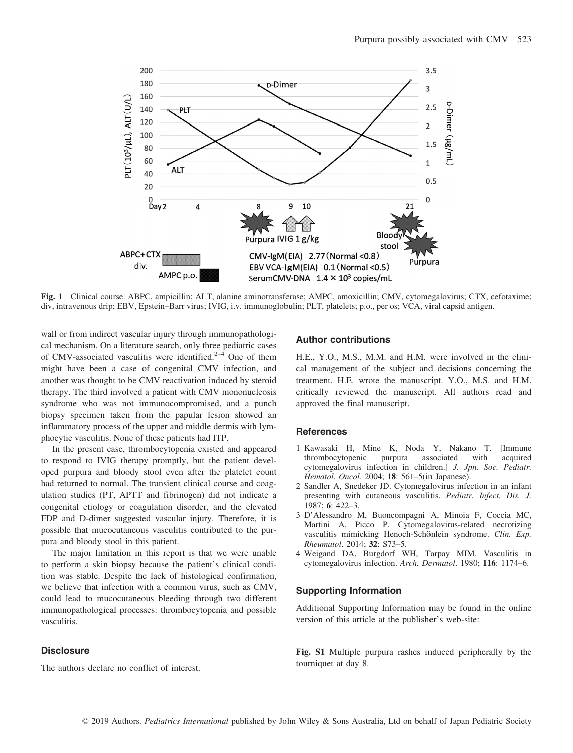200
180
160
140
120
100
80
60
40
20
0

PLT ($10^3$/μL), ALT (U/L)

3.5
3
2.5
2
1.5
1
0.5
0

D-Dimer (μg/mL)

D-Dimer

PLT

ALT

Day 2 4 8 9 10 21

Purpura IVIG 1 g/kg

Bloody stool

Purpura

ABPC+CTX div.

AMPC p.o.

CMV-IgM(EIA) 2.77 (Normal <0.8)
EBV VCA-IgM(EIA) 0.1 (Normal <0.5)
SerumCMV-DNA $1.4 \times 10^3$ copies/mL

**Fig. 1** Clinical course. ABPC, ampicillin; ALT, alanine aminotransferase; AMPC, amoxicillin; CMV, cytomegalovirus; CTX, cefotaxime; div, intravenous drip; EBV, Epstein–Barr virus; IVIG, i.v. immunoglobulin; PLT, platelets; p.o., per os; VCA, viral capsid antigen.

wall or from indirect vascular injury through immunopathological mechanism. On a literature search, only three pediatric cases of CMV-associated vasculitis were identified.[2–4] One of them might have been a case of congenital CMV infection, and another was thought to be CMV reactivation induced by steroid therapy. The third involved a patient with CMV mononucleosis syndrome who was not immunocompromised, and a punch biopsy specimen taken from the papular lesion showed an inflammatory process of the upper and middle dermis with lymphocytic vasculitis. None of these patients had ITP.

In the present case, thrombocytopenia existed and appeared to respond to IVIG therapy promptly, but the patient developed purpura and bloody stool even after the platelet count had returned to normal. The transient clinical course and coagulation studies (PT, APTT and fibrinogen) did not indicate a congenital etiology or coagulation disorder, and the elevated FDP and D-dimer suggested vascular injury. Therefore, it is possible that mucocutaneous vasculitis contributed to the purpura and bloody stool in this patient.

The major limitation in this report is that we were unable to perform a skin biopsy because the patient's clinical condition was stable. Despite the lack of histological confirmation, we believe that infection with a common virus, such as CMV, could lead to mucocutaneous bleeding through two different immunopathological processes: thrombocytopenia and possible vasculitis.

## Disclosure

The authors declare no conflict of interest.

## Author contributions

H.E., Y.O., M.S., M.M. and H.M. were involved in the clinical management of the subject and decisions concerning the treatment. H.E. wrote the manuscript. Y.O., M.S. and H.M. critically reviewed the manuscript. All authors read and approved the final manuscript.

## References

1 Kawasaki H, Mine K, Noda Y, Nakano T. [Immune thrombocytopenic purpura associated with acquired cytomegalovirus infection in children.] *J. Jpn. Soc. Pediatr. Hematol. Oncol*. 2004; **18**: 561–5(in Japanese).

2 Sandler A, Snedeker JD. Cytomegalovirus infection in an infant presenting with cutaneous vasculitis. *Pediatr. Infect. Dis. J.* 1987; **6**: 422–3.

3 D'Alessandro M, Buoncompagni A, Minoia F, Coccia MC, Martini A, Picco P. Cytomegalovirus-related necrotizing vasculitis mimicking Henoch-Schönlein syndrome. *Clin. Exp. Rheumatol*. 2014; **32**: S73–5.

4 Weigand DA, Burgdorf WH, Tarpay MIM. Vasculitis in cytomegalovirus infection. *Arch. Dermatol*. 1980; **116**: 1174–6.

## Supporting Information

Additional Supporting Information may be found in the online version of this article at the publisher's web-site:

**Fig. S1** Multiple purpura rashes induced peripherally by the tourniquet at day 8.